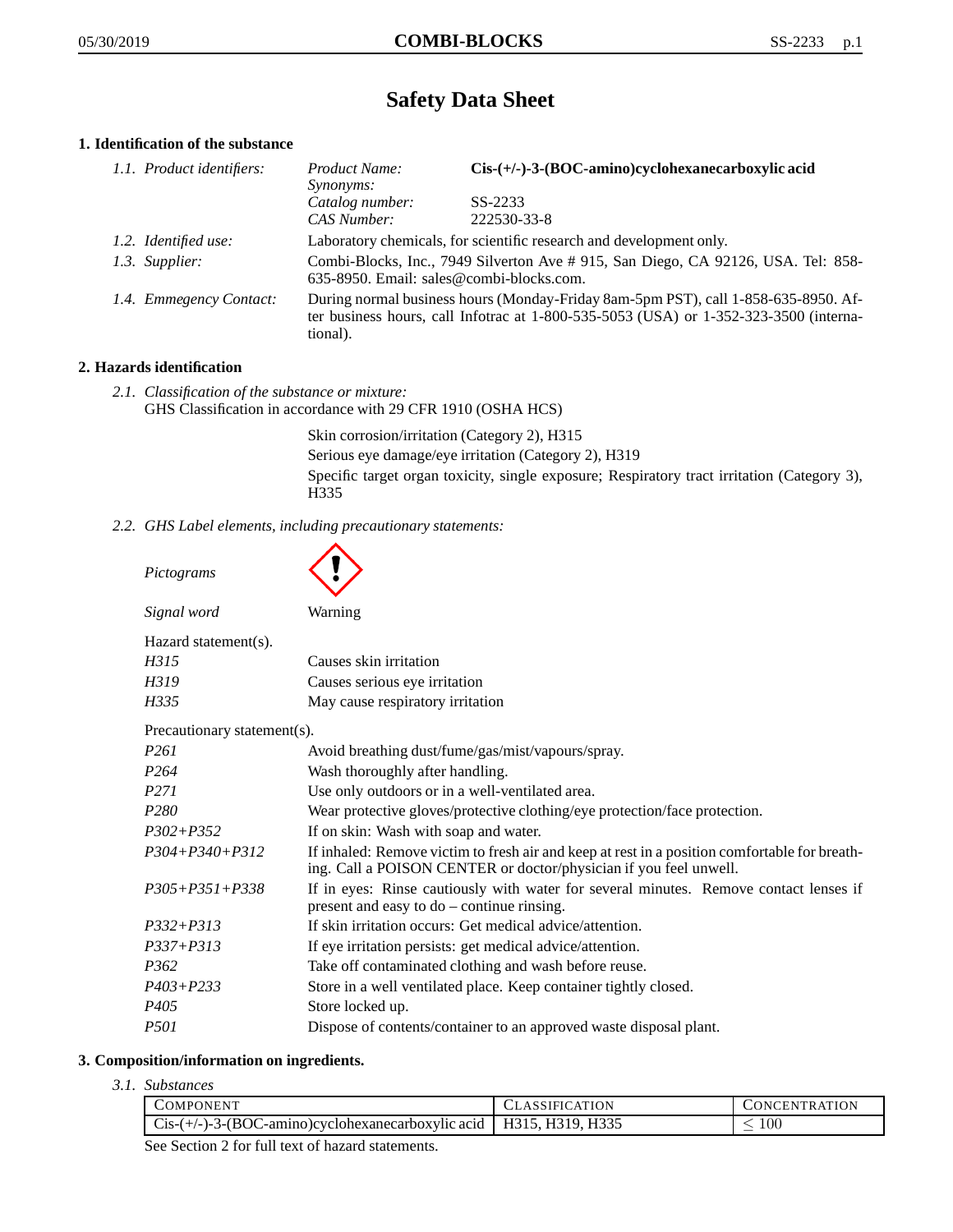# Safety Data Sheet

## 1. Identification of the substance

| | | |
|---|---|---|
| *1.1. Product identifiers:* | *Product Name:* | **Cis-(+/-)-3-(BOC-amino)cyclohexanecarboxylic acid** |
| | *Synonyms:* | |
| | *Catalog number:* | SS-2233 |
| | *CAS Number:* | 222530-33-8 |
| *1.2. Identified use:* | Laboratory chemicals, for scientific research and development only. | |
| *1.3. Supplier:* | Combi-Blocks, Inc., 7949 Silverton Ave # 915, San Diego, CA 92126, USA. Tel: 858-635-8950. Email: sales@combi-blocks.com. | |
| *1.4. Emmegency Contact:* | During normal business hours (Monday-Friday 8am-5pm PST), call 1-858-635-8950. After business hours, call Infotrac at 1-800-535-5053 (USA) or 1-352-323-3500 (international). | |

## 2. Hazards identification

*2.1. Classification of the substance or mixture:*
GHS Classification in accordance with 29 CFR 1910 (OSHA HCS)

Skin corrosion/irritation (Category 2), H315
Serious eye damage/eye irritation (Category 2), H319
Specific target organ toxicity, single exposure; Respiratory tract irritation (Category 3), H335

*2.2. GHS Label elements, including precautionary statements:*

*Pictograms*

*Signal word* Warning

Hazard statement(s).

| | |
|---|---|
| *H315* | Causes skin irritation |
| *H319* | Causes serious eye irritation |
| *H335* | May cause respiratory irritation |

Precautionary statement(s).

| | |
|---|---|
| *P261* | Avoid breathing dust/fume/gas/mist/vapours/spray. |
| *P264* | Wash thoroughly after handling. |
| *P271* | Use only outdoors or in a well-ventilated area. |
| *P280* | Wear protective gloves/protective clothing/eye protection/face protection. |
| *P302+P352* | If on skin: Wash with soap and water. |
| *P304+P340+P312* | If inhaled: Remove victim to fresh air and keep at rest in a position comfortable for breathing. Call a POISON CENTER or doctor/physician if you feel unwell. |
| *P305+P351+P338* | If in eyes: Rinse cautiously with water for several minutes. Remove contact lenses if present and easy to do – continue rinsing. |
| *P332+P313* | If skin irritation occurs: Get medical advice/attention. |
| *P337+P313* | If eye irritation persists: get medical advice/attention. |
| *P362* | Take off contaminated clothing and wash before reuse. |
| *P403+P233* | Store in a well ventilated place. Keep container tightly closed. |
| *P405* | Store locked up. |
| *P501* | Dispose of contents/container to an approved waste disposal plant. |

## 3. Composition/information on ingredients.

*3.1. Substances*

| Component | Classification | Concentration |
|---|---|---|
| Cis-(+/-)-3-(BOC-amino)cyclohexanecarboxylic acid | H315, H319, H335 | $\leq$ 100 |

See Section 2 for full text of hazard statements.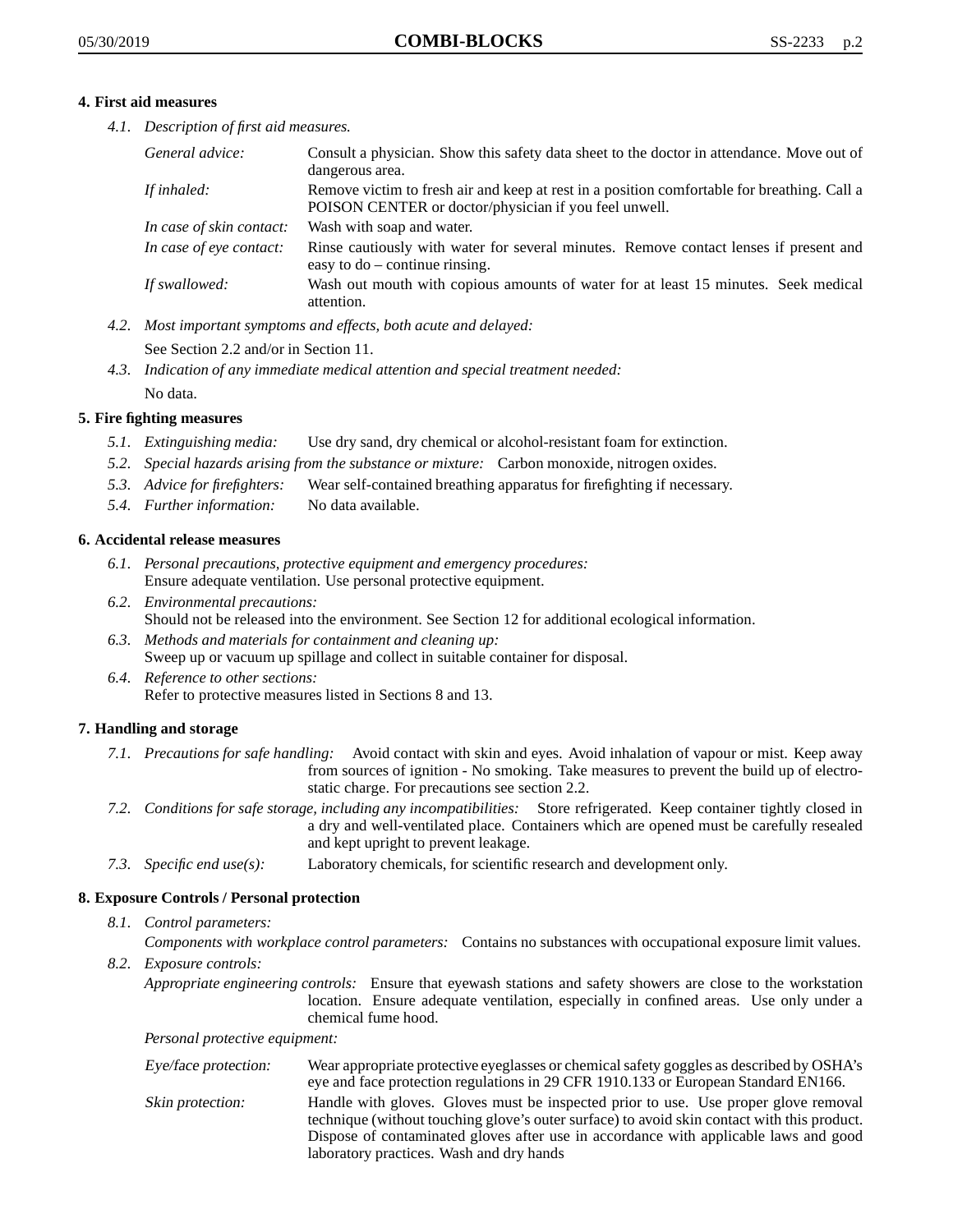## 4. First aid measures

*4.1. Description of first aid measures.*

| | |
|---|---|
| *General advice:* | Consult a physician. Show this safety data sheet to the doctor in attendance. Move out of dangerous area. |
| *If inhaled:* | Remove victim to fresh air and keep at rest in a position comfortable for breathing. Call a POISON CENTER or doctor/physician if you feel unwell. |
| *In case of skin contact:* | Wash with soap and water. |
| *In case of eye contact:* | Rinse cautiously with water for several minutes. Remove contact lenses if present and easy to do – continue rinsing. |
| *If swallowed:* | Wash out mouth with copious amounts of water for at least 15 minutes. Seek medical attention. |

*4.2. Most important symptoms and effects, both acute and delayed:*

See Section 2.2 and/or in Section 11.

*4.3. Indication of any immediate medical attention and special treatment needed:*

No data.

## 5. Fire fighting measures

*5.1. Extinguishing media:* Use dry sand, dry chemical or alcohol-resistant foam for extinction.

*5.2. Special hazards arising from the substance or mixture:* Carbon monoxide, nitrogen oxides.

*5.3. Advice for firefighters:* Wear self-contained breathing apparatus for firefighting if necessary.

*5.4. Further information:* No data available.

## 6. Accidental release measures

*6.1. Personal precautions, protective equipment and emergency procedures:*
Ensure adequate ventilation. Use personal protective equipment.

*6.2. Environmental precautions:*
Should not be released into the environment. See Section 12 for additional ecological information.

*6.3. Methods and materials for containment and cleaning up:*
Sweep up or vacuum up spillage and collect in suitable container for disposal.

*6.4. Reference to other sections:*
Refer to protective measures listed in Sections 8 and 13.

## 7. Handling and storage

*7.1. Precautions for safe handling:* Avoid contact with skin and eyes. Avoid inhalation of vapour or mist. Keep away from sources of ignition - No smoking. Take measures to prevent the build up of electrostatic charge. For precautions see section 2.2.

*7.2. Conditions for safe storage, including any incompatibilities:* Store refrigerated. Keep container tightly closed in a dry and well-ventilated place. Containers which are opened must be carefully resealed and kept upright to prevent leakage.

*7.3. Specific end use(s):* Laboratory chemicals, for scientific research and development only.

## 8. Exposure Controls / Personal protection

*8.1. Control parameters:*

*Components with workplace control parameters:* Contains no substances with occupational exposure limit values.

*8.2. Exposure controls:*

*Appropriate engineering controls:* Ensure that eyewash stations and safety showers are close to the workstation location. Ensure adequate ventilation, especially in confined areas. Use only under a chemical fume hood.

*Personal protective equipment:*

| | |
|---|---|
| *Eye/face protection:* | Wear appropriate protective eyeglasses or chemical safety goggles as described by OSHA's eye and face protection regulations in 29 CFR 1910.133 or European Standard EN166. |
| *Skin protection:* | Handle with gloves. Gloves must be inspected prior to use. Use proper glove removal technique (without touching glove's outer surface) to avoid skin contact with this product. Dispose of contaminated gloves after use in accordance with applicable laws and good laboratory practices. Wash and dry hands |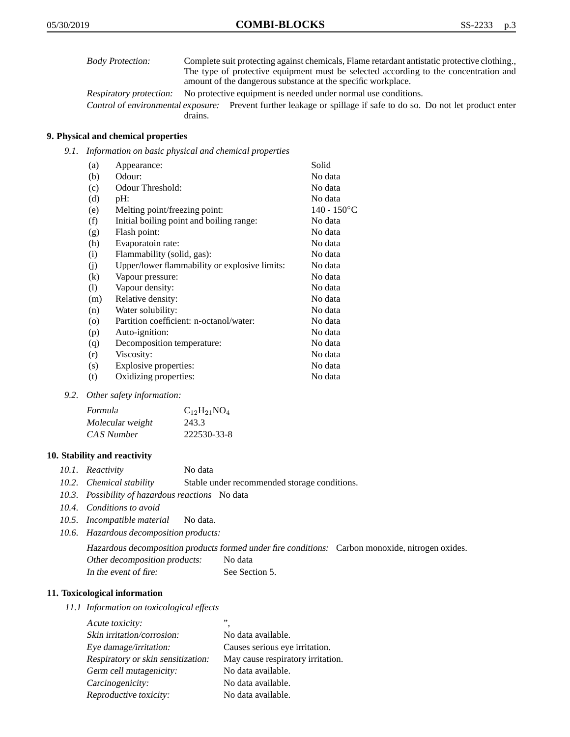*Body Protection:* Complete suit protecting against chemicals, Flame retardant antistatic protective clothing., The type of protective equipment must be selected according to the concentration and amount of the dangerous substance at the specific workplace.

*Respiratory protection:* No protective equipment is needed under normal use conditions.

*Control of environmental exposure:* Prevent further leakage or spillage if safe to do so. Do not let product enter drains.

## 9. Physical and chemical properties

*9.1. Information on basic physical and chemical properties*

| | | |
|---|---|---|
| (a) | Appearance: | Solid |
| (b) | Odour: | No data |
| (c) | Odour Threshold: | No data |
| (d) | pH: | No data |
| (e) | Melting point/freezing point: | 140 - 150°C |
| (f) | Initial boiling point and boiling range: | No data |
| (g) | Flash point: | No data |
| (h) | Evaporatoin rate: | No data |
| (i) | Flammability (solid, gas): | No data |
| (j) | Upper/lower flammability or explosive limits: | No data |
| (k) | Vapour pressure: | No data |
| (l) | Vapour density: | No data |
| (m) | Relative density: | No data |
| (n) | Water solubility: | No data |
| (o) | Partition coefficient: n-octanol/water: | No data |
| (p) | Auto-ignition: | No data |
| (q) | Decomposition temperature: | No data |
| (r) | Viscosity: | No data |
| (s) | Explosive properties: | No data |
| (t) | Oxidizing properties: | No data |

*9.2. Other safety information:*

| | |
|---|---|
| *Formula* | $C_{12}H_{21}NO_4$ |
| *Molecular weight* | 243.3 |
| *CAS Number* | 222530-33-8 |

## 10. Stability and reactivity

*10.1. Reactivity* No data

*10.2. Chemical stability* Stable under recommended storage conditions.

*10.3. Possibility of hazardous reactions* No data

*10.4. Conditions to avoid*

*10.5. Incompatible material* No data.

*10.6. Hazardous decomposition products:*

*Hazardous decomposition products formed under fire conditions:* Carbon monoxide, nitrogen oxides.

*Other decomposition products:* No data

*In the event of fire:* See Section 5.

## 11. Toxicological information

*11.1 Information on toxicological effects*

| | |
|---|---|
| *Acute toxicity:* | ”, |
| *Skin irritation/corrosion:* | No data available. |
| *Eye damage/irritation:* | Causes serious eye irritation. |
| *Respiratory or skin sensitization:* | May cause respiratory irritation. |
| *Germ cell mutagenicity:* | No data available. |
| *Carcinogenicity:* | No data available. |
| *Reproductive toxicity:* | No data available. |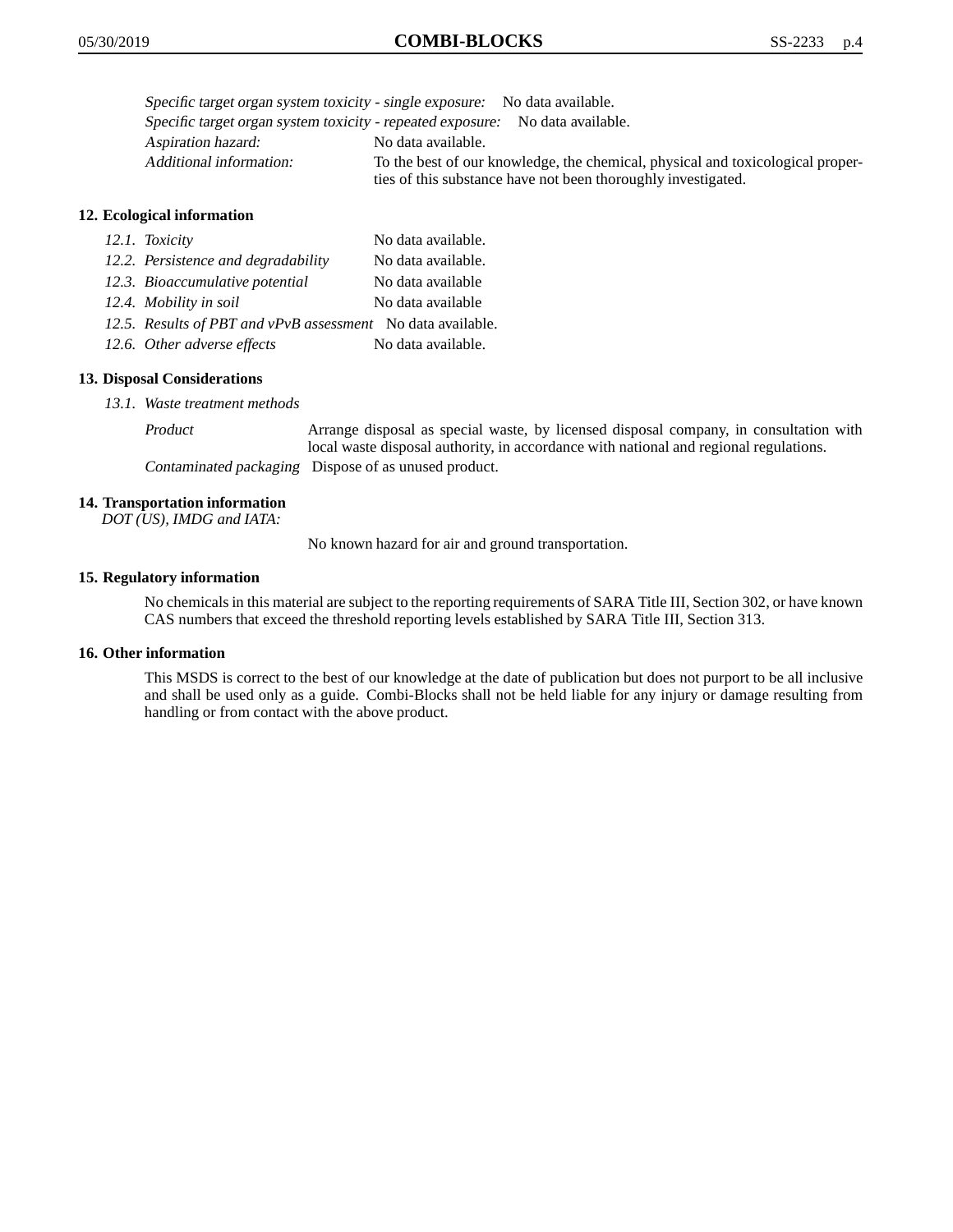*Specific target organ system toxicity - single exposure:* No data available.

*Specific target organ system toxicity - repeated exposure:* No data available.

*Aspiration hazard:* No data available.

*Additional information:* To the best of our knowledge, the chemical, physical and toxicological properties of this substance have not been thoroughly investigated.

## 12. Ecological information

| | |
|---|---|
| *12.1. Toxicity* | No data available. |
| *12.2. Persistence and degradability* | No data available. |
| *12.3. Bioaccumulative potential* | No data available |
| *12.4. Mobility in soil* | No data available |
| *12.5. Results of PBT and vPvB assessment* | No data available. |
| *12.6. Other adverse effects* | No data available. |

## 13. Disposal Considerations

*13.1. Waste treatment methods*

*Product* Arrange disposal as special waste, by licensed disposal company, in consultation with local waste disposal authority, in accordance with national and regional regulations.

*Contaminated packaging* Dispose of as unused product.

## 14. Transportation information

*DOT (US), IMDG and IATA:*

No known hazard for air and ground transportation.

## 15. Regulatory information

No chemicals in this material are subject to the reporting requirements of SARA Title III, Section 302, or have known CAS numbers that exceed the threshold reporting levels established by SARA Title III, Section 313.

## 16. Other information

This MSDS is correct to the best of our knowledge at the date of publication but does not purport to be all inclusive and shall be used only as a guide. Combi-Blocks shall not be held liable for any injury or damage resulting from handling or from contact with the above product.